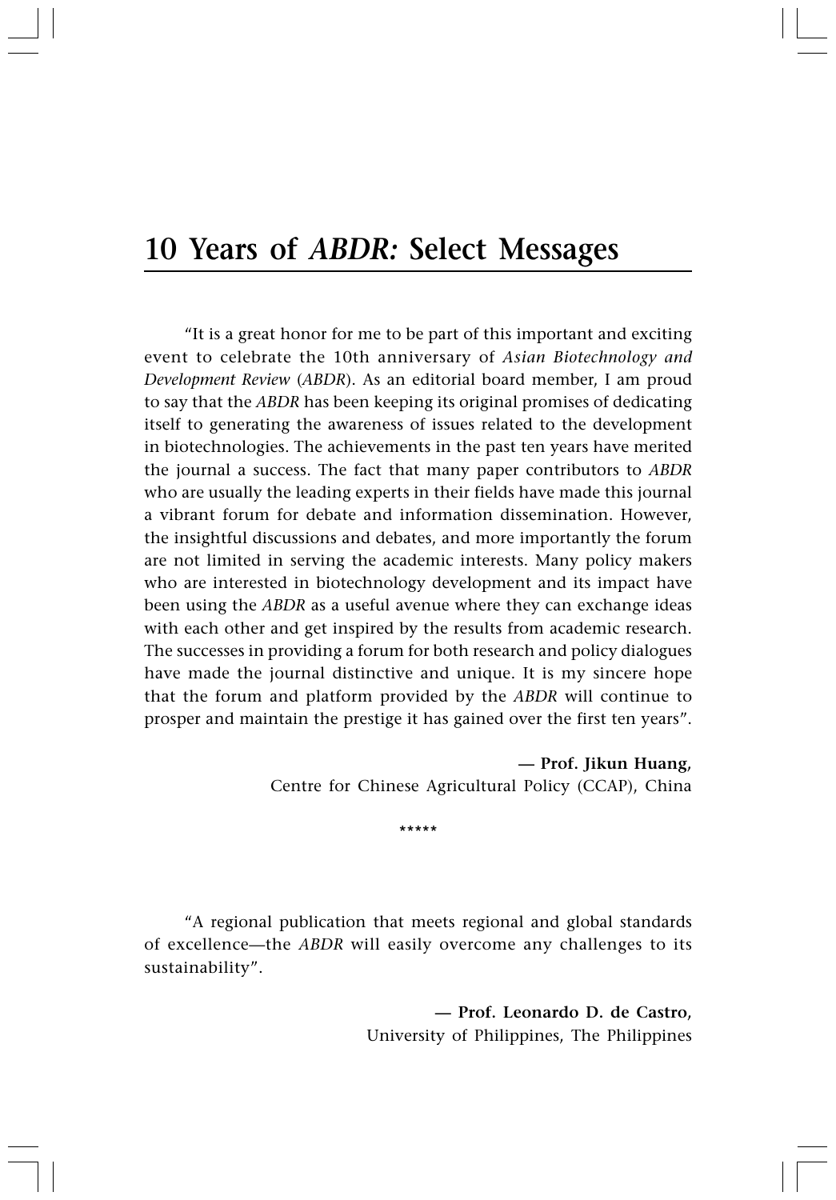# 10 Years of *ABDR:* Select Messages

"It is a great honor for me to be part of this important and exciting event to celebrate the 10th anniversary of *Asian Biotechnology and Development Review* (*ABDR*). As an editorial board member, I am proud to say that the *ABDR* has been keeping its original promises of dedicating itself to generating the awareness of issues related to the development in biotechnologies. The achievements in the past ten years have merited the journal a success. The fact that many paper contributors to *ABDR* who are usually the leading experts in their fields have made this journal a vibrant forum for debate and information dissemination. However, the insightful discussions and debates, and more importantly the forum are not limited in serving the academic interests. Many policy makers who are interested in biotechnology development and its impact have been using the *ABDR* as a useful avenue where they can exchange ideas with each other and get inspired by the results from academic research. The successes in providing a forum for both research and policy dialogues have made the journal distinctive and unique. It is my sincere hope that the forum and platform provided by the *ABDR* will continue to prosper and maintain the prestige it has gained over the first ten years".

**— Prof. Jikun Huang,**
Centre for Chinese Agricultural Policy (CCAP), China

*****

"A regional publication that meets regional and global standards of excellence—the *ABDR* will easily overcome any challenges to its sustainability".

**— Prof. Leonardo D. de Castro,**
University of Philippines, The Philippines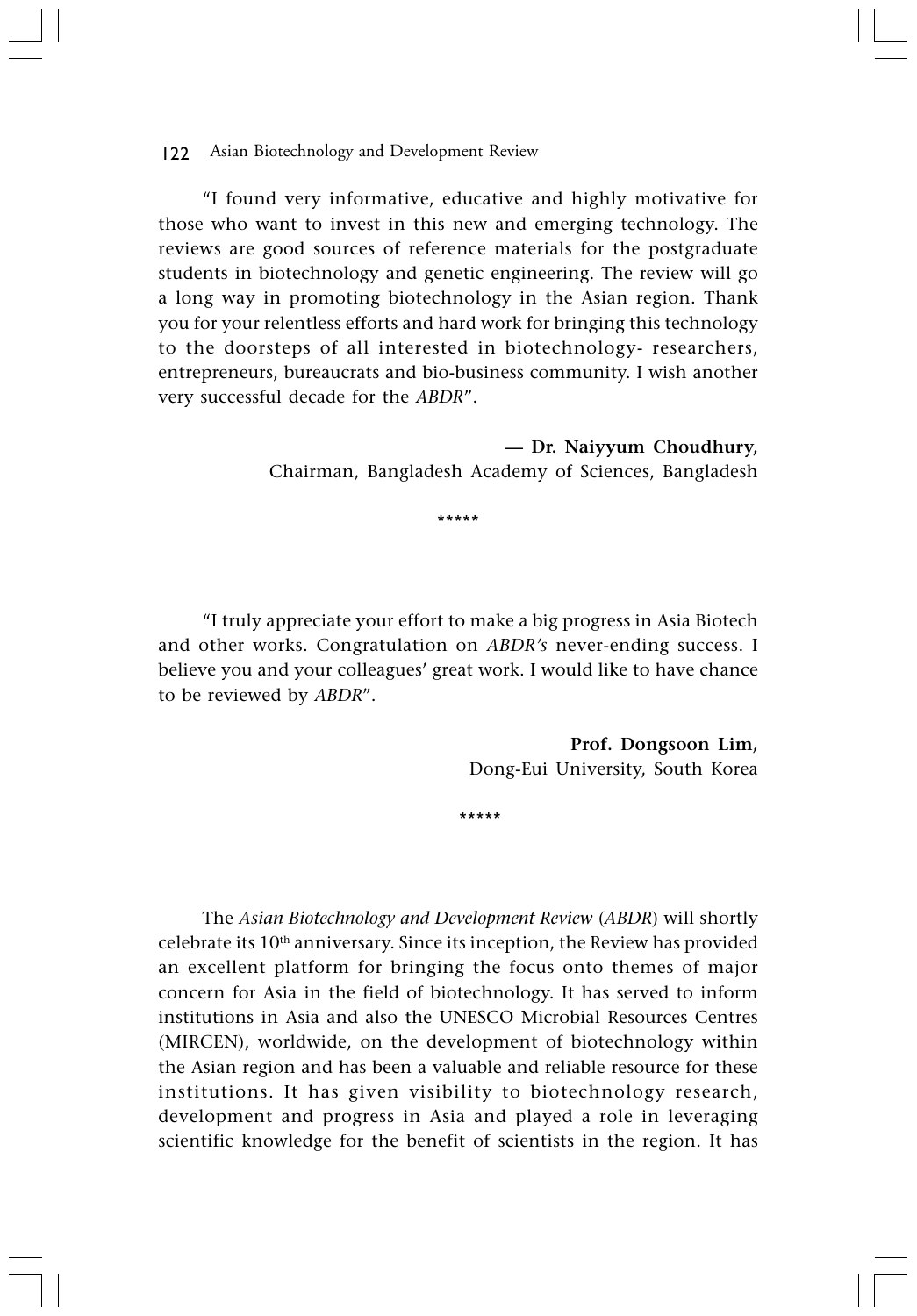"I found very informative, educative and highly motivative for those who want to invest in this new and emerging technology. The reviews are good sources of reference materials for the postgraduate students in biotechnology and genetic engineering. The review will go a long way in promoting biotechnology in the Asian region. Thank you for your relentless efforts and hard work for bringing this technology to the doorsteps of all interested in biotechnology- researchers, entrepreneurs, bureaucrats and bio-business community. I wish another very successful decade for the *ABDR*".

**— Dr. Naiyyum Choudhury,**
Chairman, Bangladesh Academy of Sciences, Bangladesh

*****

"I truly appreciate your effort to make a big progress in Asia Biotech and other works. Congratulation on *ABDR's* never-ending success. I believe you and your colleagues' great work. I would like to have chance to be reviewed by *ABDR*".

**Prof. Dongsoon Lim,**
Dong-Eui University, South Korea

*****

The *Asian Biotechnology and Development Review* (*ABDR*) will shortly celebrate its 10th anniversary. Since its inception, the Review has provided an excellent platform for bringing the focus onto themes of major concern for Asia in the field of biotechnology. It has served to inform institutions in Asia and also the UNESCO Microbial Resources Centres (MIRCEN), worldwide, on the development of biotechnology within the Asian region and has been a valuable and reliable resource for these institutions. It has given visibility to biotechnology research, development and progress in Asia and played a role in leveraging scientific knowledge for the benefit of scientists in the region. It has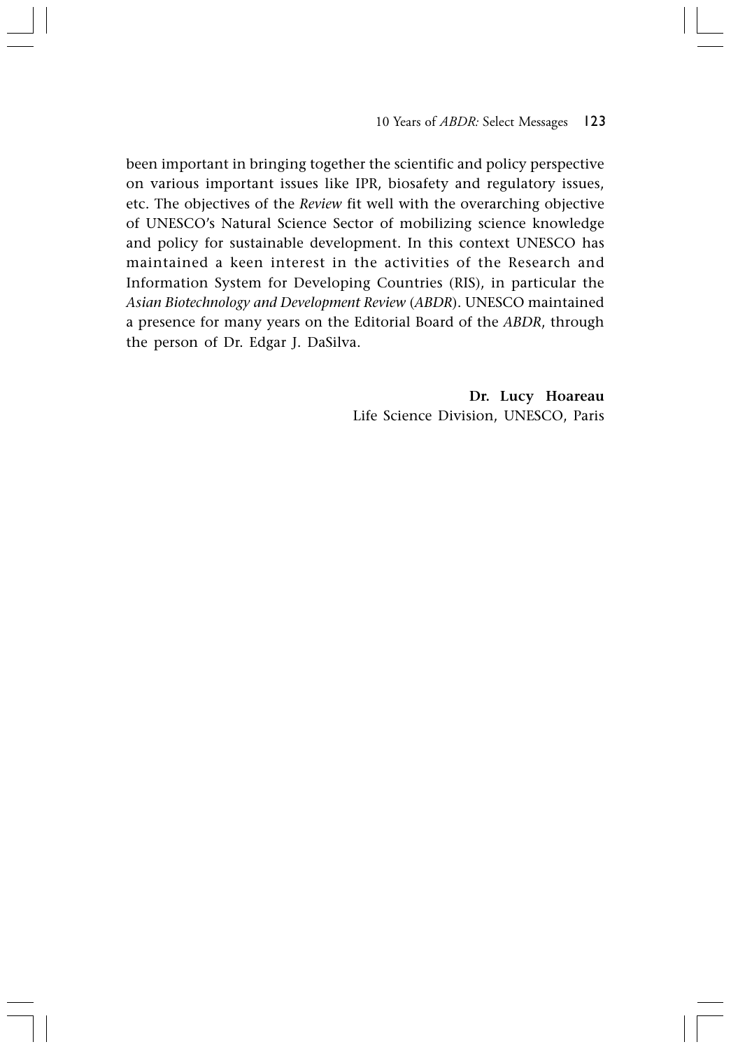been important in bringing together the scientific and policy perspective on various important issues like IPR, biosafety and regulatory issues, etc. The objectives of the *Review* fit well with the overarching objective of UNESCO's Natural Science Sector of mobilizing science knowledge and policy for sustainable development. In this context UNESCO has maintained a keen interest in the activities of the Research and Information System for Developing Countries (RIS), in particular the *Asian Biotechnology and Development Review* (*ABDR*). UNESCO maintained a presence for many years on the Editorial Board of the *ABDR*, through the person of Dr. Edgar J. DaSilva.

**Dr. Lucy Hoareau**
Life Science Division, UNESCO, Paris